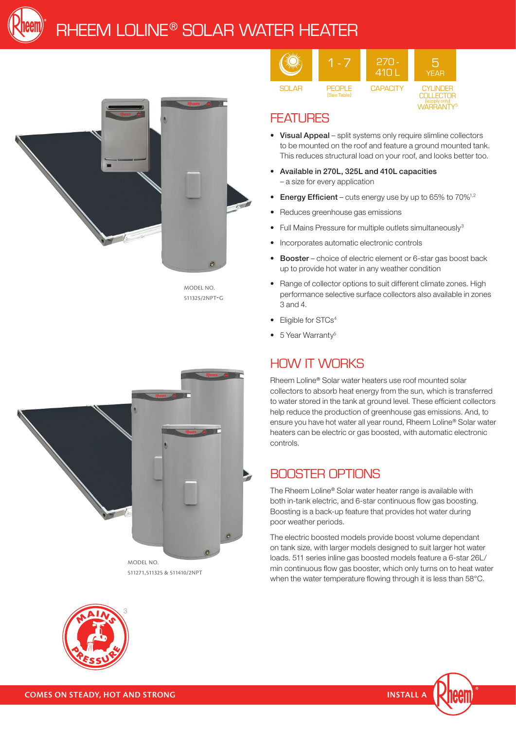# RHEEM LOLINE® SOLAR WATER HEATER

| SOLAR | 1 - 7 PEOPLE (See Table) | 270 - 410 L CAPACITY | 5 YEAR CYLINDER COLLECTOR (supply only) WARRANTY[5] |
|---|---|---|---|

MODEL NO.
511325/2NPT-G

## FEATURES

- **Visual Appeal** – split systems only require slimline collectors to be mounted on the roof and feature a ground mounted tank. This reduces structural load on your roof, and looks better too.
- **Available in 270L, 325L and 410L capacities** – a size for every application
- **Energy Efficient** – cuts energy use by up to 65% to 70%[1,2]
- Reduces greenhouse gas emissions
- Full Mains Pressure for multiple outlets simultaneously[3]
- Incorporates automatic electronic controls
- **Booster** – choice of electric element or 6-star gas boost back up to provide hot water in any weather condition
- Range of collector options to suit different climate zones. High performance selective surface collectors also available in zones 3 and 4.
- Eligible for STCs[4]
- 5 Year Warranty[5]

## HOW IT WORKS

Rheem Loline® Solar water heaters use roof mounted solar collectors to absorb heat energy from the sun, which is transferred to water stored in the tank at ground level. These efficient collectors help reduce the production of greenhouse gas emissions. And, to ensure you have hot water all year round, Rheem Loline® Solar water heaters can be electric or gas boosted, with automatic electronic controls.

## BOOSTER OPTIONS

The Rheem Loline® Solar water heater range is available with both in-tank electric, and 6-star continuous flow gas boosting. Boosting is a back-up feature that provides hot water during poor weather periods.

The electric boosted models provide boost volume dependant on tank size, with larger models designed to suit larger hot water loads. 511 series inline gas boosted models feature a 6-star 26L/min continuous flow gas booster, which only turns on to heat water when the water temperature flowing through it is less than 58°C.

MODEL NO.
511271,511325 & 511410/2NPT

MAINS PRESSURE[3]

COMES ON STEADY, HOT AND STRONG

INSTALL A Rheem®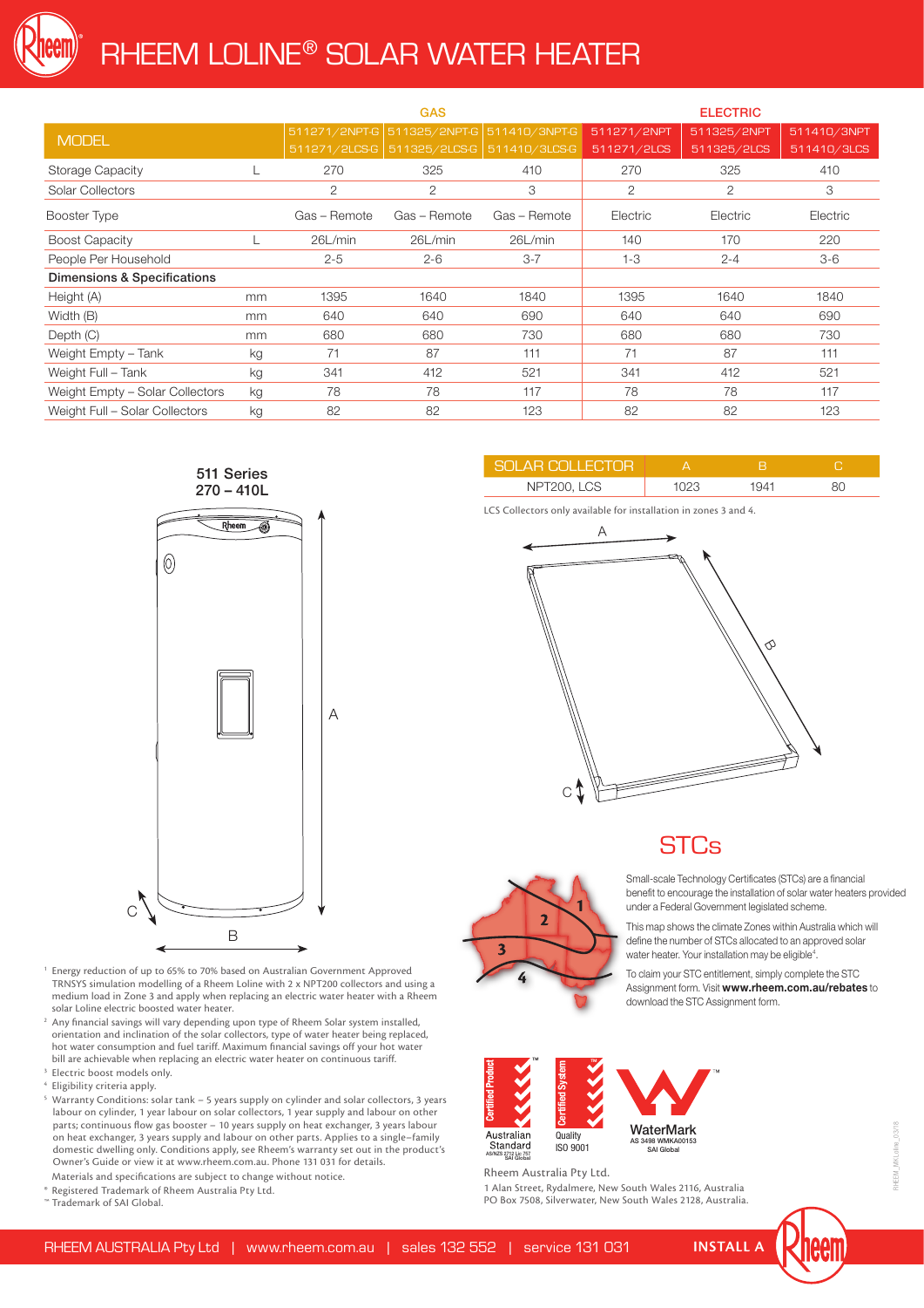# RHEEM LOLINE® SOLAR WATER HEATER

| MODEL | | GAS | | | ELECTRIC | | |
|---|---|---|---|---|---|---|---|
| | | 511271/2NPT-G 511271/2LCS-G | 511325/2NPT-G 511325/2LCS-G | 511410/3NPT-G 511410/3LCS-G | 511271/2NPT 511271/2LCS | 511325/2NPT 511325/2LCS | 511410/3NPT 511410/3LCS |
| Storage Capacity | L | 270 | 325 | 410 | 270 | 325 | 410 |
| Solar Collectors | | 2 | 2 | 3 | 2 | 2 | 3 |
| Booster Type | | Gas – Remote | Gas – Remote | Gas – Remote | Electric | Electric | Electric |
| Boost Capacity | L | 26L/min | 26L/min | 26L/min | 140 | 170 | 220 |
| People Per Household | | 2-5 | 2-6 | 3-7 | 1-3 | 2-4 | 3-6 |
| **Dimensions & Specifications** | | | | | | | |
| Height (A) | mm | 1395 | 1640 | 1840 | 1395 | 1640 | 1840 |
| Width (B) | mm | 640 | 640 | 690 | 640 | 640 | 690 |
| Depth (C) | mm | 680 | 680 | 730 | 680 | 680 | 730 |
| Weight Empty – Tank | kg | 71 | 87 | 111 | 71 | 87 | 111 |
| Weight Full – Tank | kg | 341 | 412 | 521 | 341 | 412 | 521 |
| Weight Empty – Solar Collectors | kg | 78 | 78 | 117 | 78 | 78 | 117 |
| Weight Full – Solar Collectors | kg | 82 | 82 | 123 | 82 | 82 | 123 |

**511 Series 270 – 410L**

A
B
C

| SOLAR COLLECTOR | A | B | C |
|---|---|---|---|
| NPT200, LCS | 1023 | 1941 | 80 |

LCS Collectors only available for installation in zones 3 and 4.

A
B
C

## STCs

1
2
3
4

Small-scale Technology Certificates (STCs) are a financial benefit to encourage the installation of solar water heaters provided under a Federal Government legislated scheme.

This map shows the climate Zones within Australia which will define the number of STCs allocated to an approved solar water heater. Your installation may be eligible[4].

To claim your STC entitlement, simply complete the STC Assignment form. Visit **www.rheem.com.au/rebates** to download the STC Assignment form.

[1] Energy reduction of up to 65% to 70% based on Australian Government Approved TRNSYS simulation modelling of a Rheem Loline with 2 x NPT200 collectors and using a medium load in Zone 3 and apply when replacing an electric water heater with a Rheem solar Loline electric boosted water heater.

[2] Any financial savings will vary depending upon type of Rheem Solar system installed, orientation and inclination of the solar collectors, type of water heater being replaced, hot water consumption and fuel tariff. Maximum financial savings off your hot water bill are achievable when replacing an electric water heater on continuous tariff.

[3] Electric boost models only.

[4] Eligibility criteria apply.

[5] Warranty Conditions: solar tank – 5 years supply on cylinder and solar collectors, 3 years labour on cylinder, 1 year labour on solar collectors, 1 year supply and labour on other parts; continuous flow gas booster – 10 years supply on heat exchanger, 3 years labour on heat exchanger, 3 years supply and labour on other parts. Applies to a single–family domestic dwelling only. Conditions apply, see Rheem's warranty set out in the product's Owner's Guide or view it at www.rheem.com.au. Phone 131 031 for details.

Materials and specifications are subject to change without notice.

® Registered Trademark of Rheem Australia Pty Ltd.

™ Trademark of SAI Global.

Certified Product Australian Standard AS/NZS 2712 Lic 757 SAI Global

Certified System Quality ISO 9001

WaterMark AS 3498 WMKA00153 SAI Global

Rheem Australia Pty Ltd.

1 Alan Street, Rydalmere, New South Wales 2116, Australia

PO Box 7508, Silverwater, New South Wales 2128, Australia.

RHEEM AUSTRALIA Pty Ltd | www.rheem.com.au | sales 132 552 | service 131 031

INSTALL A Rheem